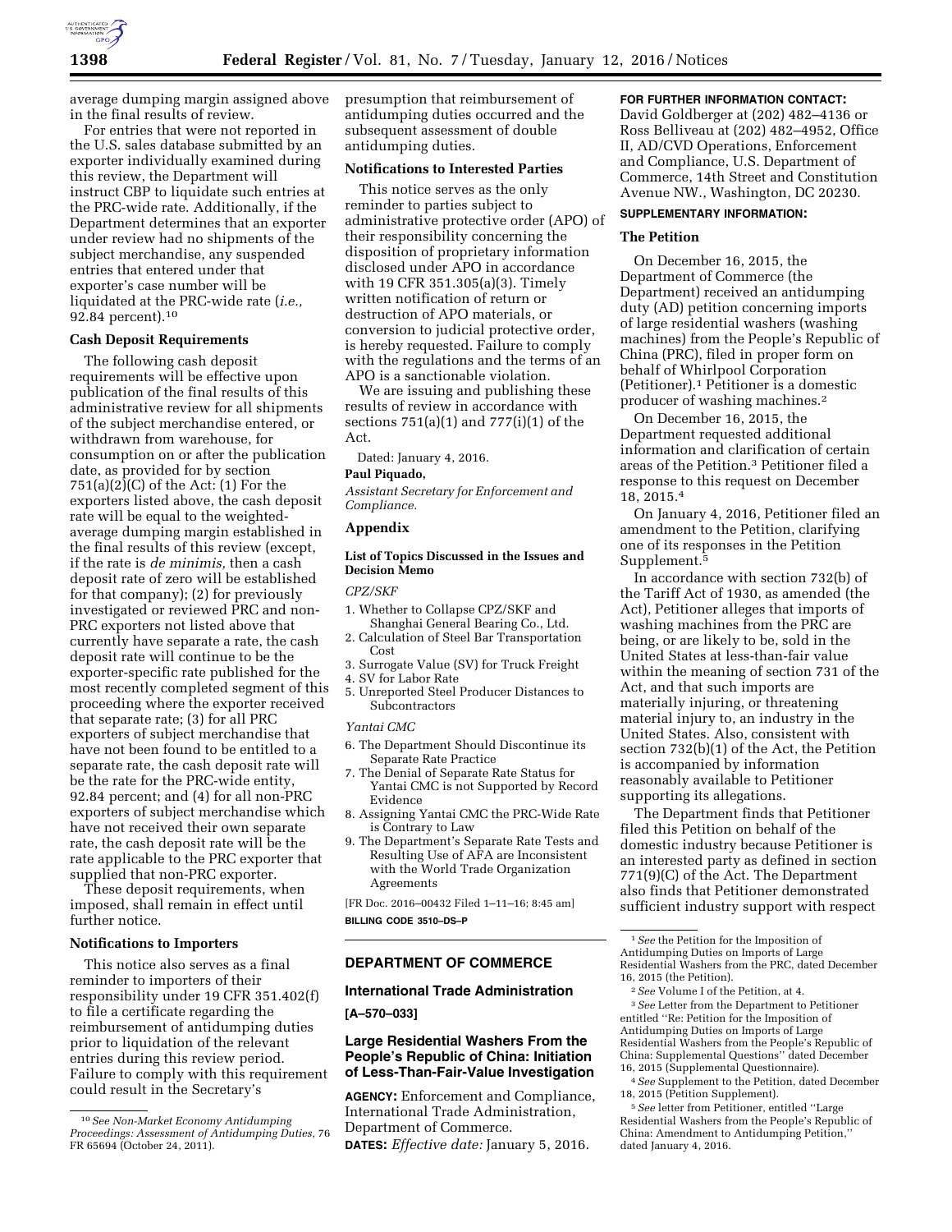average dumping margin assigned above in the final results of review.

For entries that were not reported in the U.S. sales database submitted by an exporter individually examined during this review, the Department will instruct CBP to liquidate such entries at the PRC-wide rate. Additionally, if the Department determines that an exporter under review had no shipments of the subject merchandise, any suspended entries that entered under that exporter's case number will be liquidated at the PRC-wide rate (*i.e.,* 92.84 percent).[10]

### Cash Deposit Requirements

The following cash deposit requirements will be effective upon publication of the final results of this administrative review for all shipments of the subject merchandise entered, or withdrawn from warehouse, for consumption on or after the publication date, as provided for by section 751(a)(2)(C) of the Act: (1) For the exporters listed above, the cash deposit rate will be equal to the weighted-average dumping margin established in the final results of this review (except, if the rate is *de minimis,* then a cash deposit rate of zero will be established for that company); (2) for previously investigated or reviewed PRC and non-PRC exporters not listed above that currently have separate a rate, the cash deposit rate will continue to be the exporter-specific rate published for the most recently completed segment of this proceeding where the exporter received that separate rate; (3) for all PRC exporters of subject merchandise that have not been found to be entitled to a separate rate, the cash deposit rate will be the rate for the PRC-wide entity, 92.84 percent; and (4) for all non-PRC exporters of subject merchandise which have not received their own separate rate, the cash deposit rate will be the rate applicable to the PRC exporter that supplied that non-PRC exporter.

These deposit requirements, when imposed, shall remain in effect until further notice.

### Notifications to Importers

This notice also serves as a final reminder to importers of their responsibility under 19 CFR 351.402(f) to file a certificate regarding the reimbursement of antidumping duties prior to liquidation of the relevant entries during this review period. Failure to comply with this requirement could result in the Secretary's presumption that reimbursement of antidumping duties occurred and the subsequent assessment of double antidumping duties.

### Notifications to Interested Parties

This notice serves as the only reminder to parties subject to administrative protective order (APO) of their responsibility concerning the disposition of proprietary information disclosed under APO in accordance with 19 CFR 351.305(a)(3). Timely written notification of return or destruction of APO materials, or conversion to judicial protective order, is hereby requested. Failure to comply with the regulations and the terms of an APO is a sanctionable violation.

We are issuing and publishing these results of review in accordance with sections 751(a)(1) and 777(i)(1) of the Act.

Dated: January 4, 2016.

**Paul Piquado,**

*Assistant Secretary for Enforcement and Compliance.*

## Appendix

### List of Topics Discussed in the Issues and Decision Memo

*CPZ/SKF*

1. Whether to Collapse CPZ/SKF and Shanghai General Bearing Co., Ltd.
2. Calculation of Steel Bar Transportation Cost
3. Surrogate Value (SV) for Truck Freight
4. SV for Labor Rate
5. Unreported Steel Producer Distances to Subcontractors

*Yantai CMC*

6. The Department Should Discontinue its Separate Rate Practice
7. The Denial of Separate Rate Status for Yantai CMC is not Supported by Record Evidence
8. Assigning Yantai CMC the PRC-Wide Rate is Contrary to Law
9. The Department's Separate Rate Tests and Resulting Use of AFA are Inconsistent with the World Trade Organization Agreements

[FR Doc. 2016–00432 Filed 1–11–16; 8:45 am]

**BILLING CODE 3510–DS–P**

## DEPARTMENT OF COMMERCE

### International Trade Administration

**[A–570–033]**

## Large Residential Washers From the People's Republic of China: Initiation of Less-Than-Fair-Value Investigation

**AGENCY:** Enforcement and Compliance, International Trade Administration, Department of Commerce.

**DATES:** *Effective date:* January 5, 2016.

**FOR FURTHER INFORMATION CONTACT:** David Goldberger at (202) 482–4136 or Ross Belliveau at (202) 482–4952, Office II, AD/CVD Operations, Enforcement and Compliance, U.S. Department of Commerce, 14th Street and Constitution Avenue NW., Washington, DC 20230.

**SUPPLEMENTARY INFORMATION:**

### The Petition

On December 16, 2015, the Department of Commerce (the Department) received an antidumping duty (AD) petition concerning imports of large residential washers (washing machines) from the People's Republic of China (PRC), filed in proper form on behalf of Whirlpool Corporation (Petitioner).[1] Petitioner is a domestic producer of washing machines.[2]

On December 16, 2015, the Department requested additional information and clarification of certain areas of the Petition.[3] Petitioner filed a response to this request on December 18, 2015.[4]

On January 4, 2016, Petitioner filed an amendment to the Petition, clarifying one of its responses in the Petition Supplement.[5]

In accordance with section 732(b) of the Tariff Act of 1930, as amended (the Act), Petitioner alleges that imports of washing machines from the PRC are being, or are likely to be, sold in the United States at less-than-fair value within the meaning of section 731 of the Act, and that such imports are materially injuring, or threatening material injury to, an industry in the United States. Also, consistent with section 732(b)(1) of the Act, the Petition is accompanied by information reasonably available to Petitioner supporting its allegations.

The Department finds that Petitioner filed this Petition on behalf of the domestic industry because Petitioner is an interested party as defined in section 771(9)(C) of the Act. The Department also finds that Petitioner demonstrated sufficient industry support with respect

---

[10] *See Non-Market Economy Antidumping Proceedings: Assessment of Antidumping Duties,* 76 FR 65694 (October 24, 2011).

[1] *See* the Petition for the Imposition of Antidumping Duties on Imports of Large Residential Washers from the PRC, dated December 16, 2015 (the Petition).

[2] *See* Volume I of the Petition, at 4.

[3] *See* Letter from the Department to Petitioner entitled ''Re: Petition for the Imposition of Antidumping Duties on Imports of Large Residential Washers from the People's Republic of China: Supplemental Questions'' dated December 16, 2015 (Supplemental Questionnaire).

[4] *See* Supplement to the Petition, dated December 18, 2015 (Petition Supplement).

[5] *See* letter from Petitioner, entitled ''Large Residential Washers from the People's Republic of China: Amendment to Antidumping Petition,'' dated January 4, 2016.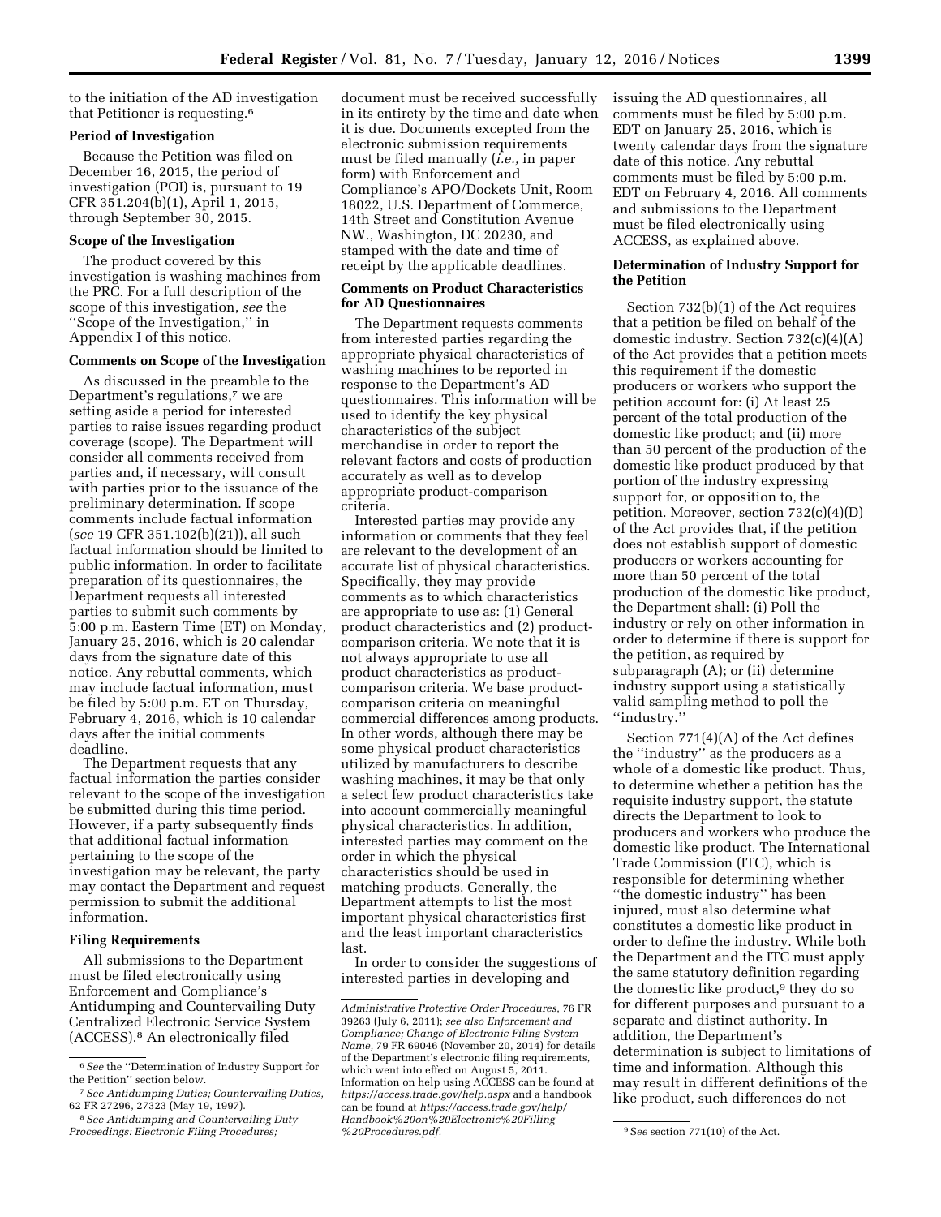to the initiation of the AD investigation that Petitioner is requesting.[6]

## Period of Investigation

Because the Petition was filed on December 16, 2015, the period of investigation (POI) is, pursuant to 19 CFR 351.204(b)(1), April 1, 2015, through September 30, 2015.

## Scope of the Investigation

The product covered by this investigation is washing machines from the PRC. For a full description of the scope of this investigation, *see* the ''Scope of the Investigation,'' in Appendix I of this notice.

## Comments on Scope of the Investigation

As discussed in the preamble to the Department's regulations,[7] we are setting aside a period for interested parties to raise issues regarding product coverage (scope). The Department will consider all comments received from parties and, if necessary, will consult with parties prior to the issuance of the preliminary determination. If scope comments include factual information (*see* 19 CFR 351.102(b)(21)), all such factual information should be limited to public information. In order to facilitate preparation of its questionnaires, the Department requests all interested parties to submit such comments by 5:00 p.m. Eastern Time (ET) on Monday, January 25, 2016, which is 20 calendar days from the signature date of this notice. Any rebuttal comments, which may include factual information, must be filed by 5:00 p.m. ET on Thursday, February 4, 2016, which is 10 calendar days after the initial comments deadline.

The Department requests that any factual information the parties consider relevant to the scope of the investigation be submitted during this time period. However, if a party subsequently finds that additional factual information pertaining to the scope of the investigation may be relevant, the party may contact the Department and request permission to submit the additional information.

## Filing Requirements

All submissions to the Department must be filed electronically using Enforcement and Compliance's Antidumping and Countervailing Duty Centralized Electronic Service System (ACCESS).[8] An electronically filed document must be received successfully in its entirety by the time and date when it is due. Documents excepted from the electronic submission requirements must be filed manually (*i.e.,* in paper form) with Enforcement and Compliance's APO/Dockets Unit, Room 18022, U.S. Department of Commerce, 14th Street and Constitution Avenue NW., Washington, DC 20230, and stamped with the date and time of receipt by the applicable deadlines.

## Comments on Product Characteristics for AD Questionnaires

The Department requests comments from interested parties regarding the appropriate physical characteristics of washing machines to be reported in response to the Department's AD questionnaires. This information will be used to identify the key physical characteristics of the subject merchandise in order to report the relevant factors and costs of production accurately as well as to develop appropriate product-comparison criteria.

Interested parties may provide any information or comments that they feel are relevant to the development of an accurate list of physical characteristics. Specifically, they may provide comments as to which characteristics are appropriate to use as: (1) General product characteristics and (2) product-comparison criteria. We note that it is not always appropriate to use all product characteristics as product-comparison criteria. We base product-comparison criteria on meaningful commercial differences among products. In other words, although there may be some physical product characteristics utilized by manufacturers to describe washing machines, it may be that only a select few product characteristics take into account commercially meaningful physical characteristics. In addition, interested parties may comment on the order in which the physical characteristics should be used in matching products. Generally, the Department attempts to list the most important physical characteristics first and the least important characteristics last.

In order to consider the suggestions of interested parties in developing and issuing the AD questionnaires, all comments must be filed by 5:00 p.m. EDT on January 25, 2016, which is twenty calendar days from the signature date of this notice. Any rebuttal comments must be filed by 5:00 p.m. EDT on February 4, 2016. All comments and submissions to the Department must be filed electronically using ACCESS, as explained above.

## Determination of Industry Support for the Petition

Section 732(b)(1) of the Act requires that a petition be filed on behalf of the domestic industry. Section 732(c)(4)(A) of the Act provides that a petition meets this requirement if the domestic producers or workers who support the petition account for: (i) At least 25 percent of the total production of the domestic like product; and (ii) more than 50 percent of the production of the domestic like product produced by that portion of the industry expressing support for, or opposition to, the petition. Moreover, section 732(c)(4)(D) of the Act provides that, if the petition does not establish support of domestic producers or workers accounting for more than 50 percent of the total production of the domestic like product, the Department shall: (i) Poll the industry or rely on other information in order to determine if there is support for the petition, as required by subparagraph (A); or (ii) determine industry support using a statistically valid sampling method to poll the ''industry.''

Section 771(4)(A) of the Act defines the ''industry'' as the producers as a whole of a domestic like product. Thus, to determine whether a petition has the requisite industry support, the statute directs the Department to look to producers and workers who produce the domestic like product. The International Trade Commission (ITC), which is responsible for determining whether ''the domestic industry'' has been injured, must also determine what constitutes a domestic like product in order to define the industry. While both the Department and the ITC must apply the same statutory definition regarding the domestic like product,[9] they do so for different purposes and pursuant to a separate and distinct authority. In addition, the Department's determination is subject to limitations of time and information. Although this may result in different definitions of the like product, such differences do not

---

[6] *See* the ''Determination of Industry Support for the Petition'' section below.

[7] *See Antidumping Duties; Countervailing Duties,* 62 FR 27296, 27323 (May 19, 1997).

[8] *See Antidumping and Countervailing Duty Proceedings: Electronic Filing Procedures; Administrative Protective Order Procedures,* 76 FR 39263 (July 6, 2011); *see also Enforcement and Compliance; Change of Electronic Filing System Name,* 79 FR 69046 (November 20, 2014) for details of the Department's electronic filing requirements, which went into effect on August 5, 2011. Information on help using ACCESS can be found at *https://access.trade.gov/help.aspx* and a handbook can be found at *https://access.trade.gov/help/Handbook%20on%20Electronic%20Filling%20Procedures.pdf.*

[9] *See* section 771(10) of the Act.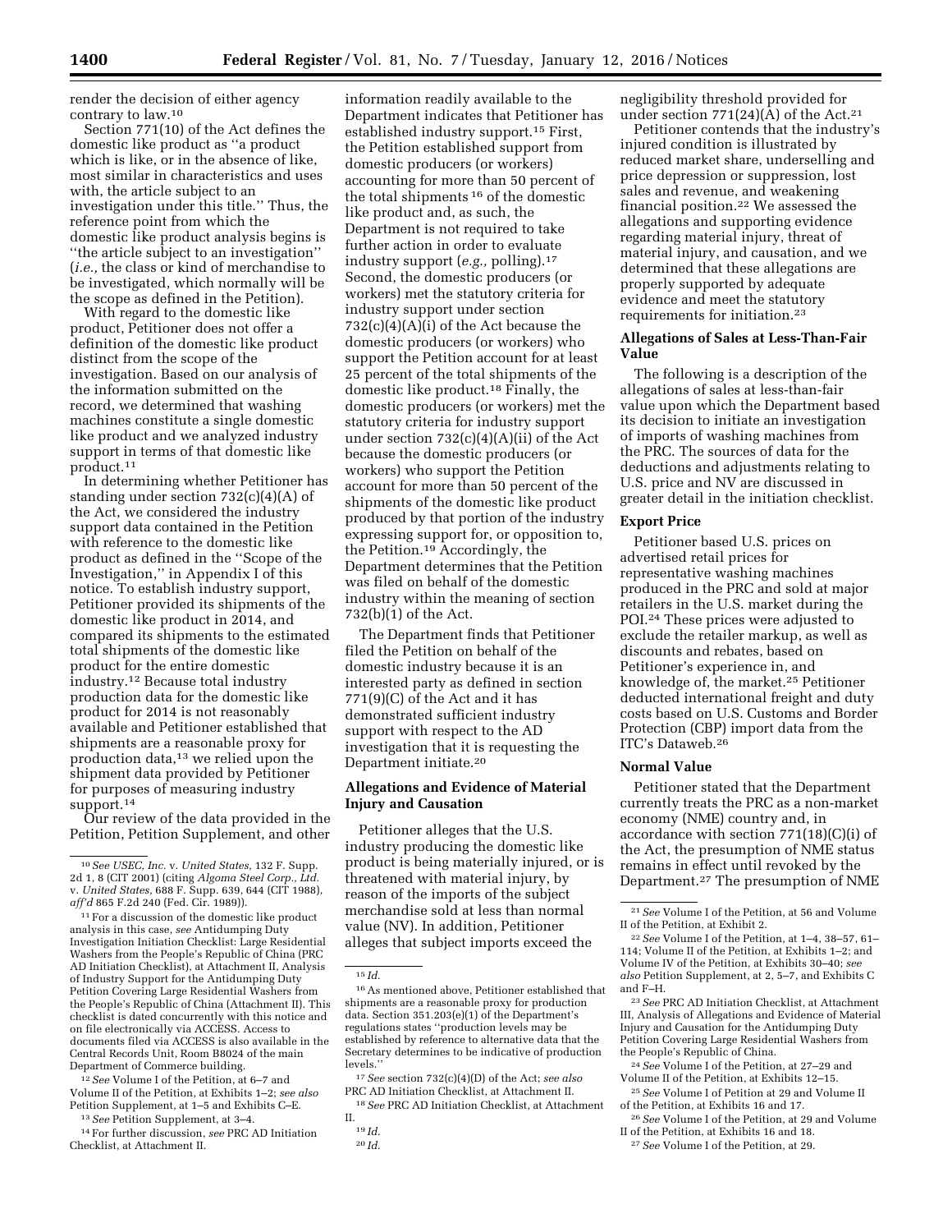render the decision of either agency contrary to law.[10]

Section 771(10) of the Act defines the domestic like product as "a product which is like, or in the absence of like, most similar in characteristics and uses with, the article subject to an investigation under this title." Thus, the reference point from which the domestic like product analysis begins is "the article subject to an investigation" (*i.e.,* the class or kind of merchandise to be investigated, which normally will be the scope as defined in the Petition).

With regard to the domestic like product, Petitioner does not offer a definition of the domestic like product distinct from the scope of the investigation. Based on our analysis of the information submitted on the record, we determined that washing machines constitute a single domestic like product and we analyzed industry support in terms of that domestic like product.[11]

In determining whether Petitioner has standing under section 732(c)(4)(A) of the Act, we considered the industry support data contained in the Petition with reference to the domestic like product as defined in the "Scope of the Investigation," in Appendix I of this notice. To establish industry support, Petitioner provided its shipments of the domestic like product in 2014, and compared its shipments to the estimated total shipments of the domestic like product for the entire domestic industry.[12] Because total industry production data for the domestic like product for 2014 is not reasonably available and Petitioner established that shipments are a reasonable proxy for production data,[13] we relied upon the shipment data provided by Petitioner for purposes of measuring industry support.[14]

Our review of the data provided in the Petition, Petition Supplement, and other information readily available to the Department indicates that Petitioner has established industry support.[15] First, the Petition established support from domestic producers (or workers) accounting for more than 50 percent of the total shipments[16] of the domestic like product and, as such, the Department is not required to take further action in order to evaluate industry support (*e.g.,* polling).[17] Second, the domestic producers (or workers) met the statutory criteria for industry support under section 732(c)(4)(A)(i) of the Act because the domestic producers (or workers) who support the Petition account for at least 25 percent of the total shipments of the domestic like product.[18] Finally, the domestic producers (or workers) met the statutory criteria for industry support under section 732(c)(4)(A)(ii) of the Act because the domestic producers (or workers) who support the Petition account for more than 50 percent of the shipments of the domestic like product produced by that portion of the industry expressing support for, or opposition to, the Petition.[19] Accordingly, the Department determines that the Petition was filed on behalf of the domestic industry within the meaning of section 732(b)(1) of the Act.

The Department finds that Petitioner filed the Petition on behalf of the domestic industry because it is an interested party as defined in section 771(9)(C) of the Act and it has demonstrated sufficient industry support with respect to the AD investigation that it is requesting the Department initiate.[20]

## Allegations and Evidence of Material Injury and Causation

Petitioner alleges that the U.S. industry producing the domestic like product is being materially injured, or is threatened with material injury, by reason of the imports of the subject merchandise sold at less than normal value (NV). In addition, Petitioner alleges that subject imports exceed the negligibility threshold provided for under section 771(24)(A) of the Act.[21]

Petitioner contends that the industry's injured condition is illustrated by reduced market share, underselling and price depression or suppression, lost sales and revenue, and weakening financial position.[22] We assessed the allegations and supporting evidence regarding material injury, threat of material injury, and causation, and we determined that these allegations are properly supported by adequate evidence and meet the statutory requirements for initiation.[23]

## Allegations of Sales at Less-Than-Fair Value

The following is a description of the allegations of sales at less-than-fair value upon which the Department based its decision to initiate an investigation of imports of washing machines from the PRC. The sources of data for the deductions and adjustments relating to U.S. price and NV are discussed in greater detail in the initiation checklist.

## Export Price

Petitioner based U.S. prices on advertised retail prices for representative washing machines produced in the PRC and sold at major retailers in the U.S. market during the POI.[24] These prices were adjusted to exclude the retailer markup, as well as discounts and rebates, based on Petitioner's experience in, and knowledge of, the market.[25] Petitioner deducted international freight and duty costs based on U.S. Customs and Border Protection (CBP) import data from the ITC's Dataweb.[26]

## Normal Value

Petitioner stated that the Department currently treats the PRC as a non-market economy (NME) country and, in accordance with section 771(18)(C)(i) of the Act, the presumption of NME status remains in effect until revoked by the Department.[27] The presumption of NME

---

[10] *See USEC, Inc.* v. *United States,* 132 F. Supp. 2d 1, 8 (CIT 2001) (citing *Algoma Steel Corp., Ltd.* v. *United States,* 688 F. Supp. 639, 644 (CIT 1988), *aff'd* 865 F.2d 240 (Fed. Cir. 1989)).

[11] For a discussion of the domestic like product analysis in this case, *see* Antidumping Duty Investigation Initiation Checklist: Large Residential Washers from the People's Republic of China (PRC AD Initiation Checklist), at Attachment II, Analysis of Industry Support for the Antidumping Duty Petition Covering Large Residential Washers from the People's Republic of China (Attachment II). This checklist is dated concurrently with this notice and on file electronically via ACCESS. Access to documents filed via ACCESS is also available in the Central Records Unit, Room B8024 of the main Department of Commerce building.

[12] *See* Volume I of the Petition, at 6–7 and Volume II of the Petition, at Exhibits 1–2; *see also* Petition Supplement, at 1–5 and Exhibits C–E.

[13] *See* Petition Supplement, at 3–4.

[14] For further discussion, *see* PRC AD Initiation Checklist, at Attachment II.

[15] *Id.*

[16] As mentioned above, Petitioner established that shipments are a reasonable proxy for production data. Section 351.203(e)(1) of the Department's regulations states "production levels may be established by reference to alternative data that the Secretary determines to be indicative of production levels."

[17] *See* section 732(c)(4)(D) of the Act; *see also* PRC AD Initiation Checklist, at Attachment II.

[18] *See* PRC AD Initiation Checklist, at Attachment II.

[19] *Id.*

[20] *Id.*

[21] *See* Volume I of the Petition, at 56 and Volume II of the Petition, at Exhibit 2.

[22] *See* Volume I of the Petition, at 1–4, 38–57, 61–114; Volume II of the Petition, at Exhibits 1–2; and Volume IV of the Petition, at Exhibits 30–40; *see also* Petition Supplement, at 2, 5–7, and Exhibits C and F–H.

[23] *See* PRC AD Initiation Checklist, at Attachment III, Analysis of Allegations and Evidence of Material Injury and Causation for the Antidumping Duty Petition Covering Large Residential Washers from the People's Republic of China.

[24] *See* Volume I of the Petition, at 27–29 and Volume II of the Petition, at Exhibits 12–15.

[25] *See* Volume I of Petition at 29 and Volume II of the Petition, at Exhibits 16 and 17.

[26] *See* Volume I of the Petition, at 29 and Volume II of the Petition, at Exhibits 16 and 18.

[27] *See* Volume I of the Petition, at 29.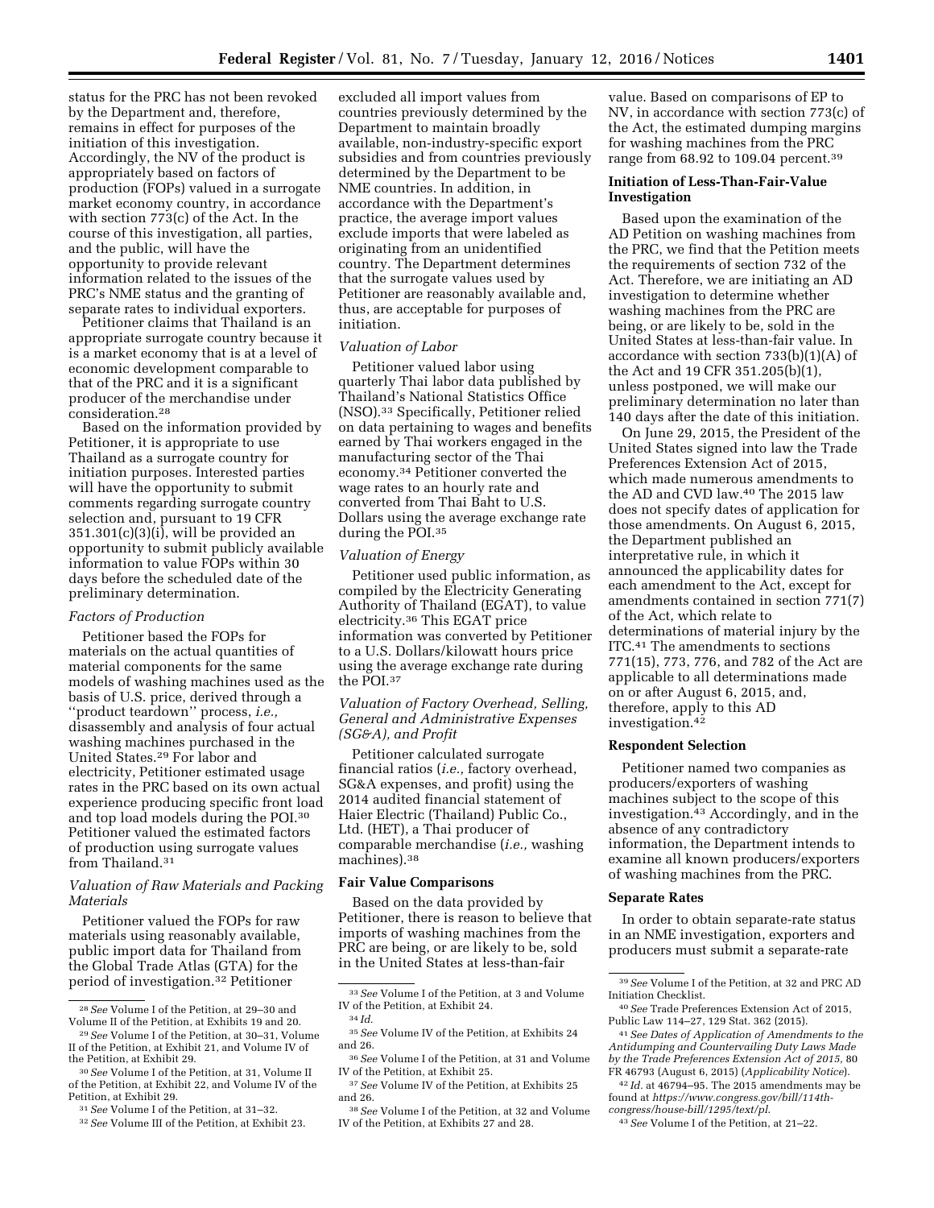status for the PRC has not been revoked by the Department and, therefore, remains in effect for purposes of the initiation of this investigation. Accordingly, the NV of the product is appropriately based on factors of production (FOPs) valued in a surrogate market economy country, in accordance with section 773(c) of the Act. In the course of this investigation, all parties, and the public, will have the opportunity to provide relevant information related to the issues of the PRC's NME status and the granting of separate rates to individual exporters.

Petitioner claims that Thailand is an appropriate surrogate country because it is a market economy that is at a level of economic development comparable to that of the PRC and it is a significant producer of the merchandise under consideration.[28]

Based on the information provided by Petitioner, it is appropriate to use Thailand as a surrogate country for initiation purposes. Interested parties will have the opportunity to submit comments regarding surrogate country selection and, pursuant to 19 CFR 351.301(c)(3)(i), will be provided an opportunity to submit publicly available information to value FOPs within 30 days before the scheduled date of the preliminary determination.

*Factors of Production*

Petitioner based the FOPs for materials on the actual quantities of material components for the same models of washing machines used as the basis of U.S. price, derived through a "product teardown" process, *i.e.,* disassembly and analysis of four actual washing machines purchased in the United States.[29] For labor and electricity, Petitioner estimated usage rates in the PRC based on its own actual experience producing specific front load and top load models during the POI.[30] Petitioner valued the estimated factors of production using surrogate values from Thailand.[31]

*Valuation of Raw Materials and Packing Materials*

Petitioner valued the FOPs for raw materials using reasonably available, public import data for Thailand from the Global Trade Atlas (GTA) for the period of investigation.[32] Petitioner excluded all import values from countries previously determined by the Department to maintain broadly available, non-industry-specific export subsidies and from countries previously determined by the Department to be NME countries. In addition, in accordance with the Department's practice, the average import values exclude imports that were labeled as originating from an unidentified country. The Department determines that the surrogate values used by Petitioner are reasonably available and, thus, are acceptable for purposes of initiation.

*Valuation of Labor*

Petitioner valued labor using quarterly Thai labor data published by Thailand's National Statistics Office (NSO).[33] Specifically, Petitioner relied on data pertaining to wages and benefits earned by Thai workers engaged in the manufacturing sector of the Thai economy.[34] Petitioner converted the wage rates to an hourly rate and converted from Thai Baht to U.S. Dollars using the average exchange rate during the POI.[35]

*Valuation of Energy*

Petitioner used public information, as compiled by the Electricity Generating Authority of Thailand (EGAT), to value electricity.[36] This EGAT price information was converted by Petitioner to a U.S. Dollars/kilowatt hours price using the average exchange rate during the POI.[37]

*Valuation of Factory Overhead, Selling, General and Administrative Expenses (SG&A), and Profit*

Petitioner calculated surrogate financial ratios (*i.e.,* factory overhead, SG&A expenses, and profit) using the 2014 audited financial statement of Haier Electric (Thailand) Public Co., Ltd. (HET), a Thai producer of comparable merchandise (*i.e.,* washing machines).[38]

**Fair Value Comparisons**

Based on the data provided by Petitioner, there is reason to believe that imports of washing machines from the PRC are being, or are likely to be, sold in the United States at less-than-fair value. Based on comparisons of EP to NV, in accordance with section 773(c) of the Act, the estimated dumping margins for washing machines from the PRC range from 68.92 to 109.04 percent.[39]

**Initiation of Less-Than-Fair-Value Investigation**

Based upon the examination of the AD Petition on washing machines from the PRC, we find that the Petition meets the requirements of section 732 of the Act. Therefore, we are initiating an AD investigation to determine whether washing machines from the PRC are being, or are likely to be, sold in the United States at less-than-fair value. In accordance with section 733(b)(1)(A) of the Act and 19 CFR 351.205(b)(1), unless postponed, we will make our preliminary determination no later than 140 days after the date of this initiation.

On June 29, 2015, the President of the United States signed into law the Trade Preferences Extension Act of 2015, which made numerous amendments to the AD and CVD law.[40] The 2015 law does not specify dates of application for those amendments. On August 6, 2015, the Department published an interpretative rule, in which it announced the applicability dates for each amendment to the Act, except for amendments contained in section 771(7) of the Act, which relate to determinations of material injury by the ITC.[41] The amendments to sections 771(15), 773, 776, and 782 of the Act are applicable to all determinations made on or after August 6, 2015, and, therefore, apply to this AD investigation.[42]

**Respondent Selection**

Petitioner named two companies as producers/exporters of washing machines subject to the scope of this investigation.[43] Accordingly, and in the absence of any contradictory information, the Department intends to examine all known producers/exporters of washing machines from the PRC.

**Separate Rates**

In order to obtain separate-rate status in an NME investigation, exporters and producers must submit a separate-rate

---

[28] *See* Volume I of the Petition, at 29–30 and Volume II of the Petition, at Exhibits 19 and 20.

[29] *See* Volume I of the Petition, at 30–31, Volume II of the Petition, at Exhibit 21, and Volume IV of the Petition, at Exhibit 29.

[30] *See* Volume I of the Petition, at 31, Volume II of the Petition, at Exhibit 22, and Volume IV of the Petition, at Exhibit 29.

[31] *See* Volume I of the Petition, at 31–32.

[32] *See* Volume III of the Petition, at Exhibit 23.

[33] *See* Volume I of the Petition, at 3 and Volume IV of the Petition, at Exhibit 24.

[34] *Id.*

[35] *See* Volume IV of the Petition, at Exhibits 24 and 26.

[36] *See* Volume I of the Petition, at 31 and Volume IV of the Petition, at Exhibit 25.

[37] *See* Volume IV of the Petition, at Exhibits 25 and 26.

[38] *See* Volume I of the Petition, at 32 and Volume IV of the Petition, at Exhibits 27 and 28.

[39] *See* Volume I of the Petition, at 32 and PRC AD Initiation Checklist.

[40] *See* Trade Preferences Extension Act of 2015, Public Law 114–27, 129 Stat. 362 (2015).

[41] *See Dates of Application of Amendments to the Antidumping and Countervailing Duty Laws Made by the Trade Preferences Extension Act of 2015,* 80 FR 46793 (August 6, 2015) (*Applicability Notice*).

[42] *Id.* at 46794–95. The 2015 amendments may be found at *https://www.congress.gov/bill/114th-congress/house-bill/1295/text/pl*.

[43] *See* Volume I of the Petition, at 21–22.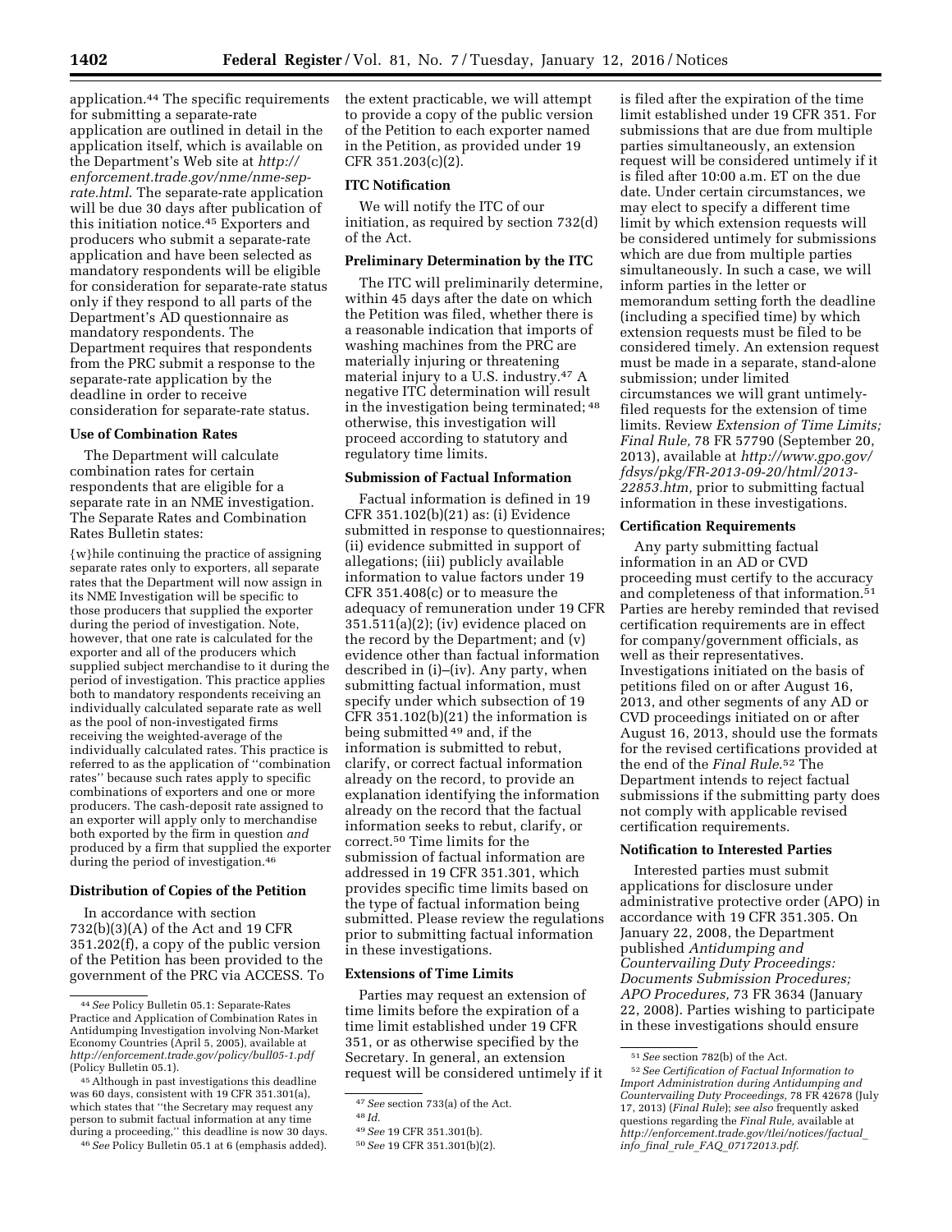application.[44] The specific requirements for submitting a separate-rate application are outlined in detail in the application itself, which is available on the Department's Web site at *http://enforcement.trade.gov/nme/nme-sep-rate.html*. The separate-rate application will be due 30 days after publication of this initiation notice.[45] Exporters and producers who submit a separate-rate application and have been selected as mandatory respondents will be eligible for consideration for separate-rate status only if they respond to all parts of the Department's AD questionnaire as mandatory respondents. The Department requires that respondents from the PRC submit a response to the separate-rate application by the deadline in order to receive consideration for separate-rate status.

### Use of Combination Rates

The Department will calculate combination rates for certain respondents that are eligible for a separate rate in an NME investigation. The Separate Rates and Combination Rates Bulletin states:

> {w}hile continuing the practice of assigning separate rates only to exporters, all separate rates that the Department will now assign in its NME Investigation will be specific to those producers that supplied the exporter during the period of investigation. Note, however, that one rate is calculated for the exporter and all of the producers which supplied subject merchandise to it during the period of investigation. This practice applies both to mandatory respondents receiving an individually calculated separate rate as well as the pool of non-investigated firms receiving the weighted-average of the individually calculated rates. This practice is referred to as the application of "combination rates" because such rates apply to specific combinations of exporters and one or more producers. The cash-deposit rate assigned to an exporter will apply only to merchandise both exported by the firm in question *and* produced by a firm that supplied the exporter during the period of investigation.[46]

### Distribution of Copies of the Petition

In accordance with section 732(b)(3)(A) of the Act and 19 CFR 351.202(f), a copy of the public version of the Petition has been provided to the government of the PRC via ACCESS. To the extent practicable, we will attempt to provide a copy of the public version of the Petition to each exporter named in the Petition, as provided under 19 CFR 351.203(c)(2).

### ITC Notification

We will notify the ITC of our initiation, as required by section 732(d) of the Act.

### Preliminary Determination by the ITC

The ITC will preliminarily determine, within 45 days after the date on which the Petition was filed, whether there is a reasonable indication that imports of washing machines from the PRC are materially injuring or threatening material injury to a U.S. industry.[47] A negative ITC determination will result in the investigation being terminated;[48] otherwise, this investigation will proceed according to statutory and regulatory time limits.

### Submission of Factual Information

Factual information is defined in 19 CFR 351.102(b)(21) as: (i) Evidence submitted in response to questionnaires; (ii) evidence submitted in support of allegations; (iii) publicly available information to value factors under 19 CFR 351.408(c) or to measure the adequacy of remuneration under 19 CFR 351.511(a)(2); (iv) evidence placed on the record by the Department; and (v) evidence other than factual information described in (i)–(iv). Any party, when submitting factual information, must specify under which subsection of 19 CFR 351.102(b)(21) the information is being submitted[49] and, if the information is submitted to rebut, clarify, or correct factual information already on the record, to provide an explanation identifying the information already on the record that the factual information seeks to rebut, clarify, or correct.[50] Time limits for the submission of factual information are addressed in 19 CFR 351.301, which provides specific time limits based on the type of factual information being submitted. Please review the regulations prior to submitting factual information in these investigations.

### Extensions of Time Limits

Parties may request an extension of time limits before the expiration of a time limit established under 19 CFR 351, or as otherwise specified by the Secretary. In general, an extension request will be considered untimely if it is filed after the expiration of the time limit established under 19 CFR 351. For submissions that are due from multiple parties simultaneously, an extension request will be considered untimely if it is filed after 10:00 a.m. ET on the due date. Under certain circumstances, we may elect to specify a different time limit by which extension requests will be considered untimely for submissions which are due from multiple parties simultaneously. In such a case, we will inform parties in the letter or memorandum setting forth the deadline (including a specified time) by which extension requests must be filed to be considered timely. An extension request must be made in a separate, stand-alone submission; under limited circumstances we will grant untimely-filed requests for the extension of time limits. Review *Extension of Time Limits; Final Rule,* 78 FR 57790 (September 20, 2013), available at *http://www.gpo.gov/fdsys/pkg/FR-2013-09-20/html/2013-22853.htm,* prior to submitting factual information in these investigations.

### Certification Requirements

Any party submitting factual information in an AD or CVD proceeding must certify to the accuracy and completeness of that information.[51] Parties are hereby reminded that revised certification requirements are in effect for company/government officials, as well as their representatives. Investigations initiated on the basis of petitions filed on or after August 16, 2013, and other segments of any AD or CVD proceedings initiated on or after August 16, 2013, should use the formats for the revised certifications provided at the end of the *Final Rule*.[52] The Department intends to reject factual submissions if the submitting party does not comply with applicable revised certification requirements.

### Notification to Interested Parties

Interested parties must submit applications for disclosure under administrative protective order (APO) in accordance with 19 CFR 351.305. On January 22, 2008, the Department published *Antidumping and Countervailing Duty Proceedings: Documents Submission Procedures; APO Procedures,* 73 FR 3634 (January 22, 2008). Parties wishing to participate in these investigations should ensure

---

[44] *See* Policy Bulletin 05.1: Separate-Rates Practice and Application of Combination Rates in Antidumping Investigation involving Non-Market Economy Countries (April 5, 2005), available at *http://enforcement.trade.gov/policy/bull05-1.pdf* (Policy Bulletin 05.1).

[45] Although in past investigations this deadline was 60 days, consistent with 19 CFR 351.301(a), which states that "the Secretary may request any person to submit factual information at any time during a proceeding," this deadline is now 30 days.

[46] *See* Policy Bulletin 05.1 at 6 (emphasis added).

[47] *See* section 733(a) of the Act.

[48] *Id.*

[49] *See* 19 CFR 351.301(b).

[50] *See* 19 CFR 351.301(b)(2).

[51] *See* section 782(b) of the Act.

[52] *See Certification of Factual Information to Import Administration during Antidumping and Countervailing Duty Proceedings,* 78 FR 42678 (July 17, 2013) (*Final Rule*); *see also* frequently asked questions regarding the *Final Rule,* available at *http://enforcement.trade.gov/tlei/notices/factual_info_final_rule_FAQ_07172013.pdf*.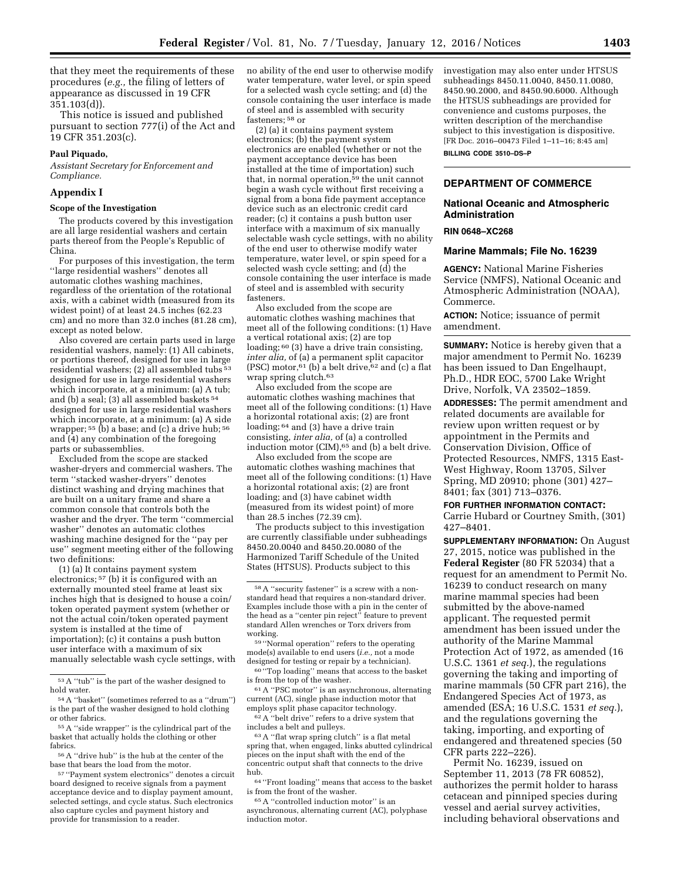that they meet the requirements of these procedures (*e.g.,* the filing of letters of appearance as discussed in 19 CFR 351.103(d)).

This notice is issued and published pursuant to section 777(i) of the Act and 19 CFR 351.203(c).

**Paul Piquado,**

*Assistant Secretary for Enforcement and Compliance.*

## Appendix I

### Scope of the Investigation

The products covered by this investigation are all large residential washers and certain parts thereof from the People's Republic of China.

For purposes of this investigation, the term ''large residential washers'' denotes all automatic clothes washing machines, regardless of the orientation of the rotational axis, with a cabinet width (measured from its widest point) of at least 24.5 inches (62.23 cm) and no more than 32.0 inches (81.28 cm), except as noted below.

Also covered are certain parts used in large residential washers, namely: (1) All cabinets, or portions thereof, designed for use in large residential washers; (2) all assembled tubs [53] designed for use in large residential washers which incorporate, at a minimum: (a) A tub; and (b) a seal; (3) all assembled baskets [54] designed for use in large residential washers which incorporate, at a minimum: (a) A side wrapper; [55] (b) a base; and (c) a drive hub; [56] and (4) any combination of the foregoing parts or subassemblies.

Excluded from the scope are stacked washer-dryers and commercial washers. The term ''stacked washer-dryers'' denotes distinct washing and drying machines that are built on a unitary frame and share a common console that controls both the washer and the dryer. The term ''commercial washer'' denotes an automatic clothes washing machine designed for the ''pay per use'' segment meeting either of the following two definitions:

(1) (a) It contains payment system electronics; [57] (b) it is configured with an externally mounted steel frame at least six inches high that is designed to house a coin/token operated payment system (whether or not the actual coin/token operated payment system is installed at the time of importation); (c) it contains a push button user interface with a maximum of six manually selectable wash cycle settings, with no ability of the end user to otherwise modify water temperature, water level, or spin speed for a selected wash cycle setting; and (d) the console containing the user interface is made of steel and is assembled with security fasteners; [58] or

(2) (a) it contains payment system electronics; (b) the payment system electronics are enabled (whether or not the payment acceptance device has been installed at the time of importation) such that, in normal operation,[59] the unit cannot begin a wash cycle without first receiving a signal from a bona fide payment acceptance device such as an electronic credit card reader; (c) it contains a push button user interface with a maximum of six manually selectable wash cycle settings, with no ability of the end user to otherwise modify water temperature, water level, or spin speed for a selected wash cycle setting; and (d) the console containing the user interface is made of steel and is assembled with security fasteners.

Also excluded from the scope are automatic clothes washing machines that meet all of the following conditions: (1) Have a vertical rotational axis; (2) are top loading; [60] (3) have a drive train consisting, *inter alia,* of (a) a permanent split capacitor (PSC) motor,[61] (b) a belt drive,[62] and (c) a flat wrap spring clutch.[63]

Also excluded from the scope are automatic clothes washing machines that meet all of the following conditions: (1) Have a horizontal rotational axis; (2) are front loading; [64] and (3) have a drive train consisting, *inter alia,* of (a) a controlled induction motor (CIM),[65] and (b) a belt drive.

Also excluded from the scope are automatic clothes washing machines that meet all of the following conditions: (1) Have a horizontal rotational axis; (2) are front loading; and (3) have cabinet width (measured from its widest point) of more than 28.5 inches (72.39 cm).

The products subject to this investigation are currently classifiable under subheadings 8450.20.0040 and 8450.20.0080 of the Harmonized Tariff Schedule of the United States (HTSUS). Products subject to this investigation may also enter under HTSUS subheadings 8450.11.0040, 8450.11.0080, 8450.90.2000, and 8450.90.6000. Although the HTSUS subheadings are provided for convenience and customs purposes, the written description of the merchandise subject to this investigation is dispositive.

[53] A ''tub'' is the part of the washer designed to hold water.

[54] A ''basket'' (sometimes referred to as a ''drum'') is the part of the washer designed to hold clothing or other fabrics.

[55] A ''side wrapper'' is the cylindrical part of the basket that actually holds the clothing or other fabrics.

[56] A ''drive hub'' is the hub at the center of the base that bears the load from the motor.

[57] ''Payment system electronics'' denotes a circuit board designed to receive signals from a payment acceptance device and to display payment amount, selected settings, and cycle status. Such electronics also capture cycles and payment history and provide for transmission to a reader.

[58] A ''security fastener'' is a screw with a non-standard head that requires a non-standard driver. Examples include those with a pin in the center of the head as a ''center pin reject'' feature to prevent standard Allen wrenches or Torx drivers from working.

[59] ''Normal operation'' refers to the operating mode(s) available to end users (*i.e.,* not a mode designed for testing or repair by a technician).

[60] ''Top loading'' means that access to the basket is from the top of the washer.

[61] A ''PSC motor'' is an asynchronous, alternating current (AC), single phase induction motor that employs split phase capacitor technology.

[62] A ''belt drive'' refers to a drive system that includes a belt and pulleys.

[63] A ''flat wrap spring clutch'' is a flat metal spring that, when engaged, links abutted cylindrical pieces on the input shaft with the end of the concentric output shaft that connects to the drive hub.

[64] ''Front loading'' means that access to the basket is from the front of the washer.

[65] A ''controlled induction motor'' is an asynchronous, alternating current (AC), polyphase induction motor.

[FR Doc. 2016–00473 Filed 1–11–16; 8:45 am]

**BILLING CODE 3510–DS–P**

## DEPARTMENT OF COMMERCE

### National Oceanic and Atmospheric Administration

**RIN 0648–XC268**

### Marine Mammals; File No. 16239

**AGENCY:** National Marine Fisheries Service (NMFS), National Oceanic and Atmospheric Administration (NOAA), Commerce.

**ACTION:** Notice; issuance of permit amendment.

**SUMMARY:** Notice is hereby given that a major amendment to Permit No. 16239 has been issued to Dan Engelhaupt, Ph.D., HDR EOC, 5700 Lake Wright Drive, Norfolk, VA 23502–1859.

**ADDRESSES:** The permit amendment and related documents are available for review upon written request or by appointment in the Permits and Conservation Division, Office of Protected Resources, NMFS, 1315 East-West Highway, Room 13705, Silver Spring, MD 20910; phone (301) 427–8401; fax (301) 713–0376.

**FOR FURTHER INFORMATION CONTACT:** Carrie Hubard or Courtney Smith, (301) 427–8401.

**SUPPLEMENTARY INFORMATION:** On August 27, 2015, notice was published in the **Federal Register** (80 FR 52034) that a request for an amendment to Permit No. 16239 to conduct research on many marine mammal species had been submitted by the above-named applicant. The requested permit amendment has been issued under the authority of the Marine Mammal Protection Act of 1972, as amended (16 U.S.C. 1361 *et seq.*), the regulations governing the taking and importing of marine mammals (50 CFR part 216), the Endangered Species Act of 1973, as amended (ESA; 16 U.S.C. 1531 *et seq.*), and the regulations governing the taking, importing, and exporting of endangered and threatened species (50 CFR parts 222–226).

Permit No. 16239, issued on September 11, 2013 (78 FR 60852), authorizes the permit holder to harass cetacean and pinniped species during vessel and aerial survey activities, including behavioral observations and